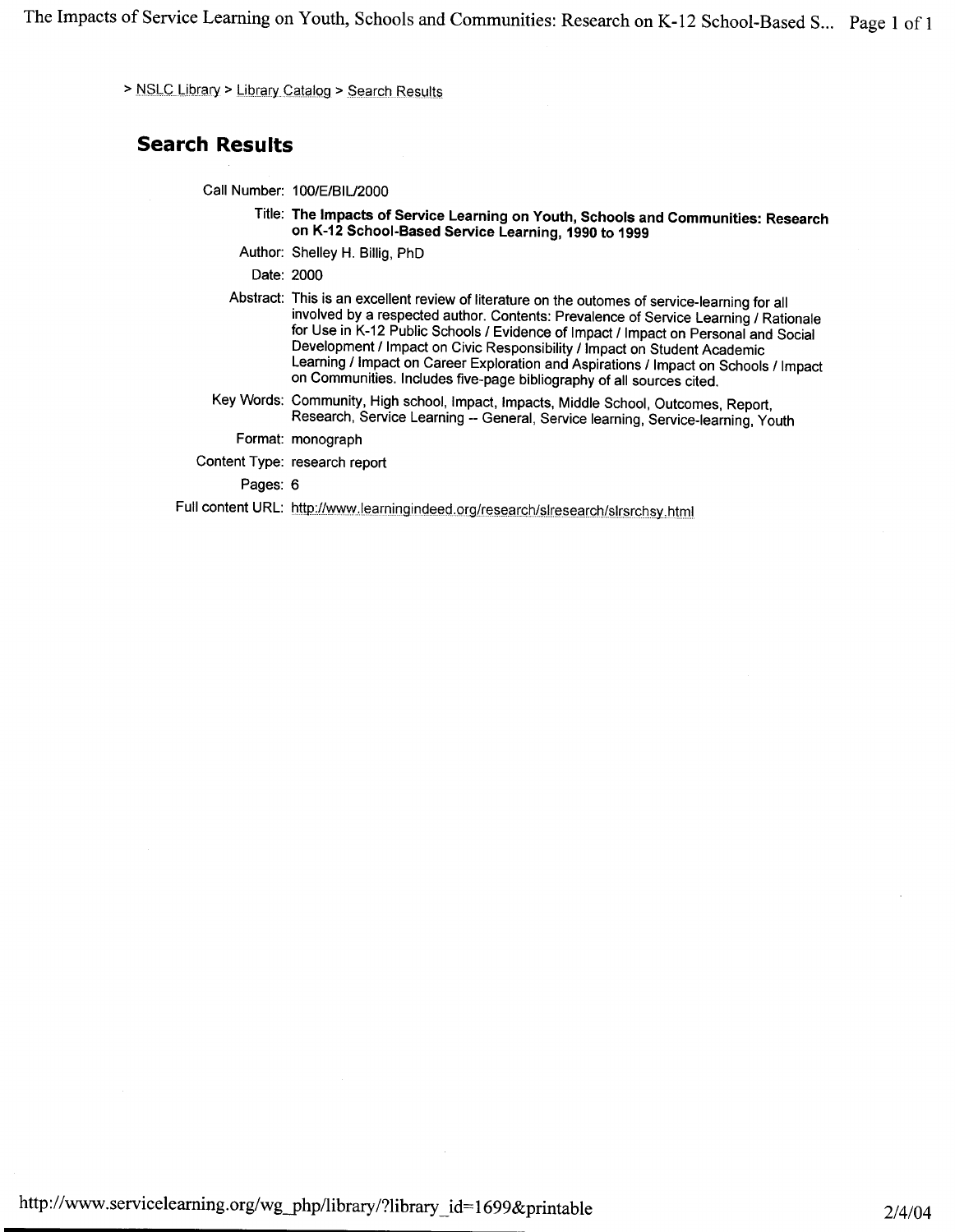> NSLC Library > Library Catalog > Search Results

## Search Results

**Call Number:** 100/E/BIL/2000

**Title:** **The Impacts of Service Learning on Youth, Schools and Communities: Research on K-12 School-Based Service Learning, 1990 to 1999**

**Author:** Shelley H. Billig, PhD

**Date:** 2000

**Abstract:** This is an excellent review of literature on the outomes of service-learning for all involved by a respected author. Contents: Prevalence of Service Learning / Rationale for Use in K-12 Public Schools / Evidence of Impact / Impact on Personal and Social Development / Impact on Civic Responsibility / Impact on Student Academic Learning / Impact on Career Exploration and Aspirations / Impact on Schools / Impact on Communities. Includes five-page bibliography of all sources cited.

**Key Words:** Community, High school, Impact, Impacts, Middle School, Outcomes, Report, Research, Service Learning -- General, Service learning, Service-learning, Youth

**Format:** monograph

**Content Type:** research report

**Pages:** 6

**Full content URL:** http://www.learningindeed.org/research/slresearch/slrsrchsy.html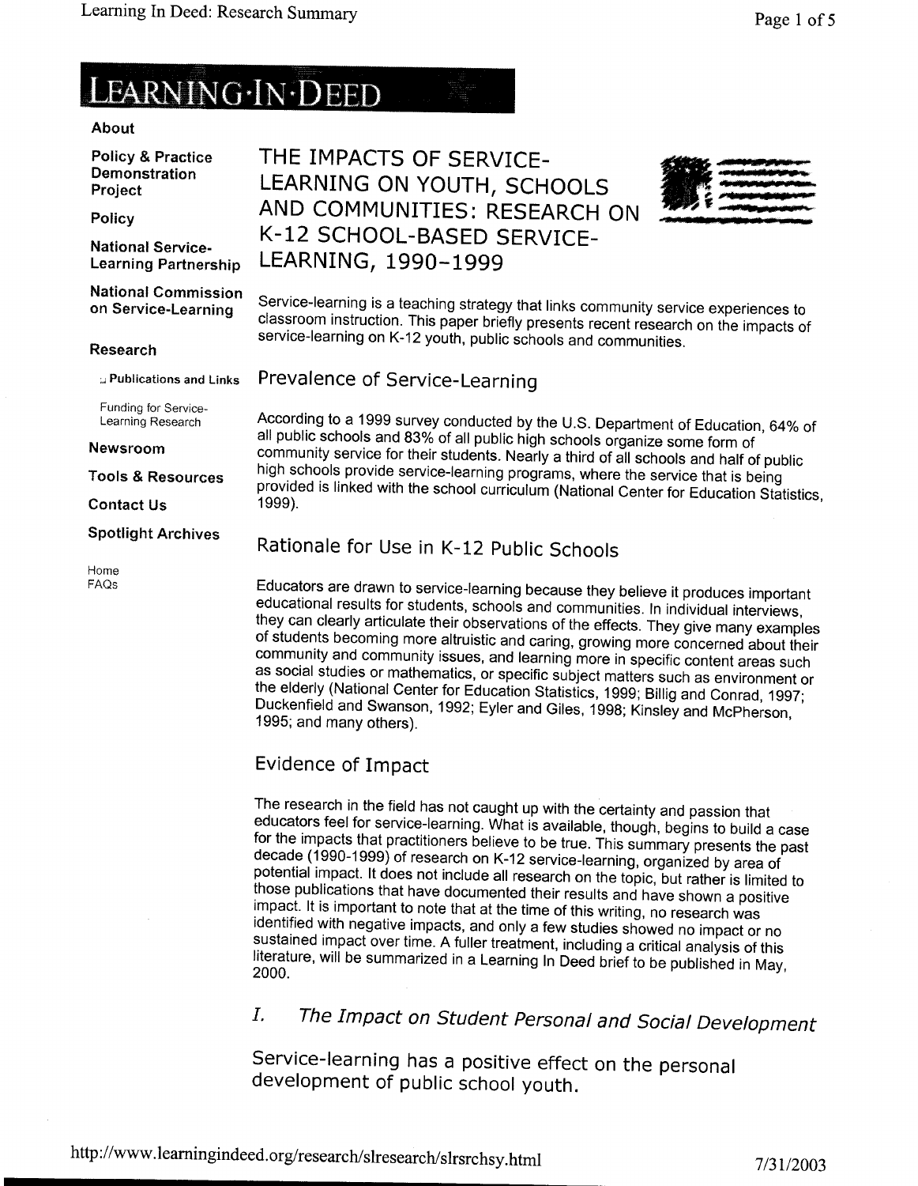# LEARNING·IN·DEED

About

Policy & Practice Demonstration Project

Policy

National Service-Learning Partnership

National Commission on Service-Learning

Research

Publications and Links

Funding for Service-Learning Research

Newsroom

Tools & Resources

Contact Us

Spotlight Archives

Home

FAQs

## THE IMPACTS OF SERVICE-LEARNING ON YOUTH, SCHOOLS AND COMMUNITIES: RESEARCH ON K-12 SCHOOL-BASED SERVICE-LEARNING, 1990-1999

Service-learning is a teaching strategy that links community service experiences to classroom instruction. This paper briefly presents recent research on the impacts of service-learning on K-12 youth, public schools and communities.

### Prevalence of Service-Learning

According to a 1999 survey conducted by the U.S. Department of Education, 64% of all public schools and 83% of all public high schools organize some form of community service for their students. Nearly a third of all schools and half of public high schools provide service-learning programs, where the service that is being provided is linked with the school curriculum (National Center for Education Statistics, 1999).

### Rationale for Use in K-12 Public Schools

Educators are drawn to service-learning because they believe it produces important educational results for students, schools and communities. In individual interviews, they can clearly articulate their observations of the effects. They give many examples of students becoming more altruistic and caring, growing more concerned about their community and community issues, and learning more in specific content areas such as social studies or mathematics, or specific subject matters such as environment or the elderly (National Center for Education Statistics, 1999; Billig and Conrad, 1997; Duckenfield and Swanson, 1992; Eyler and Giles, 1998; Kinsley and McPherson, 1995; and many others).

### Evidence of Impact

The research in the field has not caught up with the certainty and passion that educators feel for service-learning. What is available, though, begins to build a case for the impacts that practitioners believe to be true. This summary presents the past decade (1990-1999) of research on K-12 service-learning, organized by area of potential impact. It does not include all research on the topic, but rather is limited to those publications that have documented their results and have shown a positive impact. It is important to note that at the time of this writing, no research was identified with negative impacts, and only a few studies showed no impact or no sustained impact over time. A fuller treatment, including a critical analysis of this literature, will be summarized in a Learning In Deed brief to be published in May, 2000.

### *I. The Impact on Student Personal and Social Development*

Service-learning has a positive effect on the personal development of public school youth.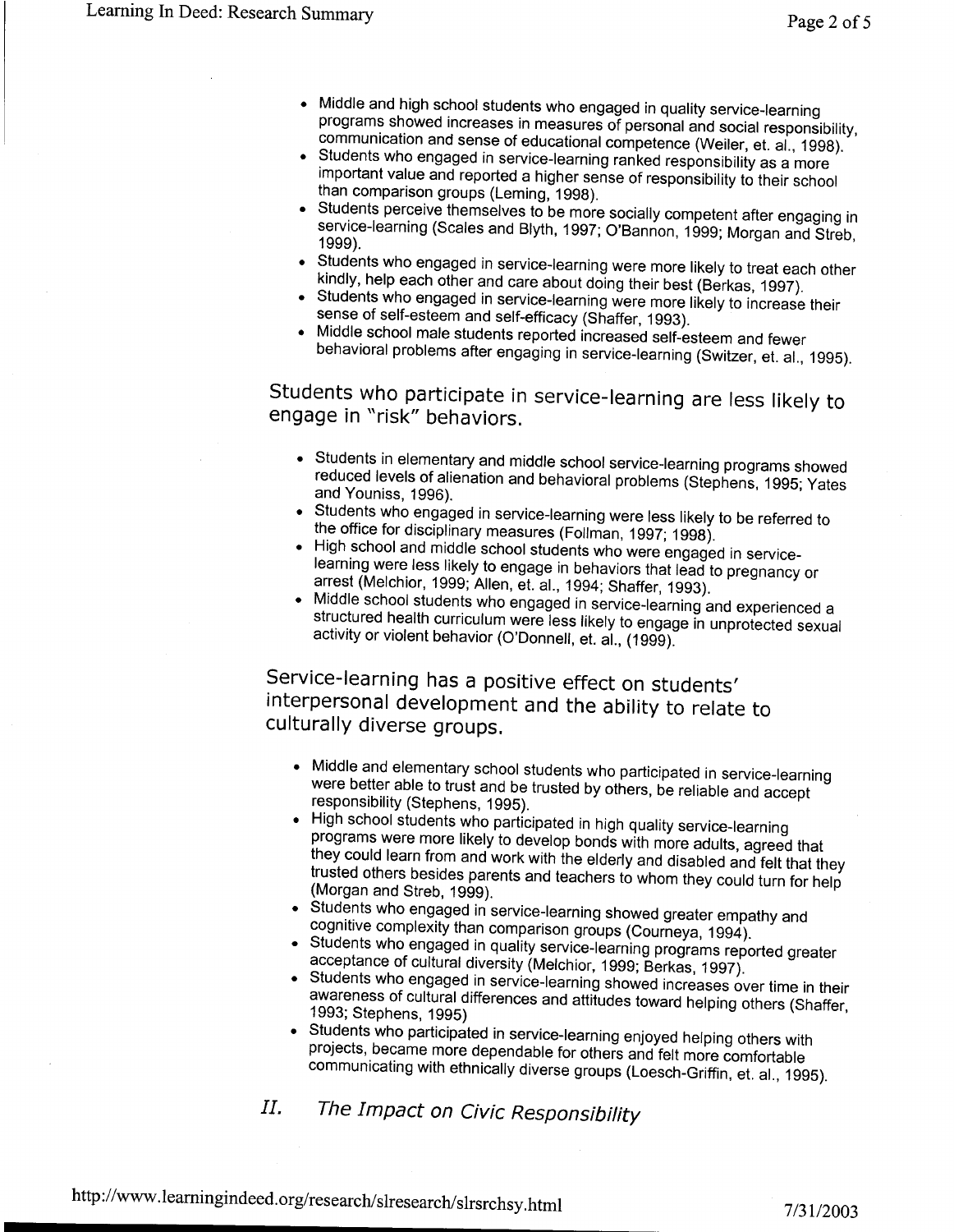- Middle and high school students who engaged in quality service-learning programs showed increases in measures of personal and social responsibility, communication and sense of educational competence (Weiler, et. al., 1998).
- Students who engaged in service-learning ranked responsibility as a more important value and reported a higher sense of responsibility to their school than comparison groups (Leming, 1998).
- Students perceive themselves to be more socially competent after engaging in service-learning (Scales and Blyth, 1997; O'Bannon, 1999; Morgan and Streb, 1999).
- Students who engaged in service-learning were more likely to treat each other kindly, help each other and care about doing their best (Berkas, 1997).
- Students who engaged in service-learning were more likely to increase their sense of self-esteem and self-efficacy (Shaffer, 1993).
- Middle school male students reported increased self-esteem and fewer behavioral problems after engaging in service-learning (Switzer, et. al., 1995).

## Students who participate in service-learning are less likely to engage in "risk" behaviors.

- Students in elementary and middle school service-learning programs showed reduced levels of alienation and behavioral problems (Stephens, 1995; Yates and Youniss, 1996).
- Students who engaged in service-learning were less likely to be referred to the office for disciplinary measures (Follman, 1997; 1998).
- High school and middle school students who were engaged in service-learning were less likely to engage in behaviors that lead to pregnancy or arrest (Melchior, 1999; Allen, et. al., 1994; Shaffer, 1993).
- Middle school students who engaged in service-learning and experienced a structured health curriculum were less likely to engage in unprotected sexual activity or violent behavior (O'Donnell, et. al., (1999).

## Service-learning has a positive effect on students' interpersonal development and the ability to relate to culturally diverse groups.

- Middle and elementary school students who participated in service-learning were better able to trust and be trusted by others, be reliable and accept responsibility (Stephens, 1995).
- High school students who participated in high quality service-learning programs were more likely to develop bonds with more adults, agreed that they could learn from and work with the elderly and disabled and felt that they trusted others besides parents and teachers to whom they could turn for help (Morgan and Streb, 1999).
- Students who engaged in service-learning showed greater empathy and cognitive complexity than comparison groups (Courneya, 1994).
- Students who engaged in quality service-learning programs reported greater acceptance of cultural diversity (Melchior, 1999; Berkas, 1997).
- Students who engaged in service-learning showed increases over time in their awareness of cultural differences and attitudes toward helping others (Shaffer, 1993; Stephens, 1995)
- Students who participated in service-learning enjoyed helping others with projects, became more dependable for others and felt more comfortable communicating with ethnically diverse groups (Loesch-Griffin, et. al., 1995).

## II. *The Impact on Civic Responsibility*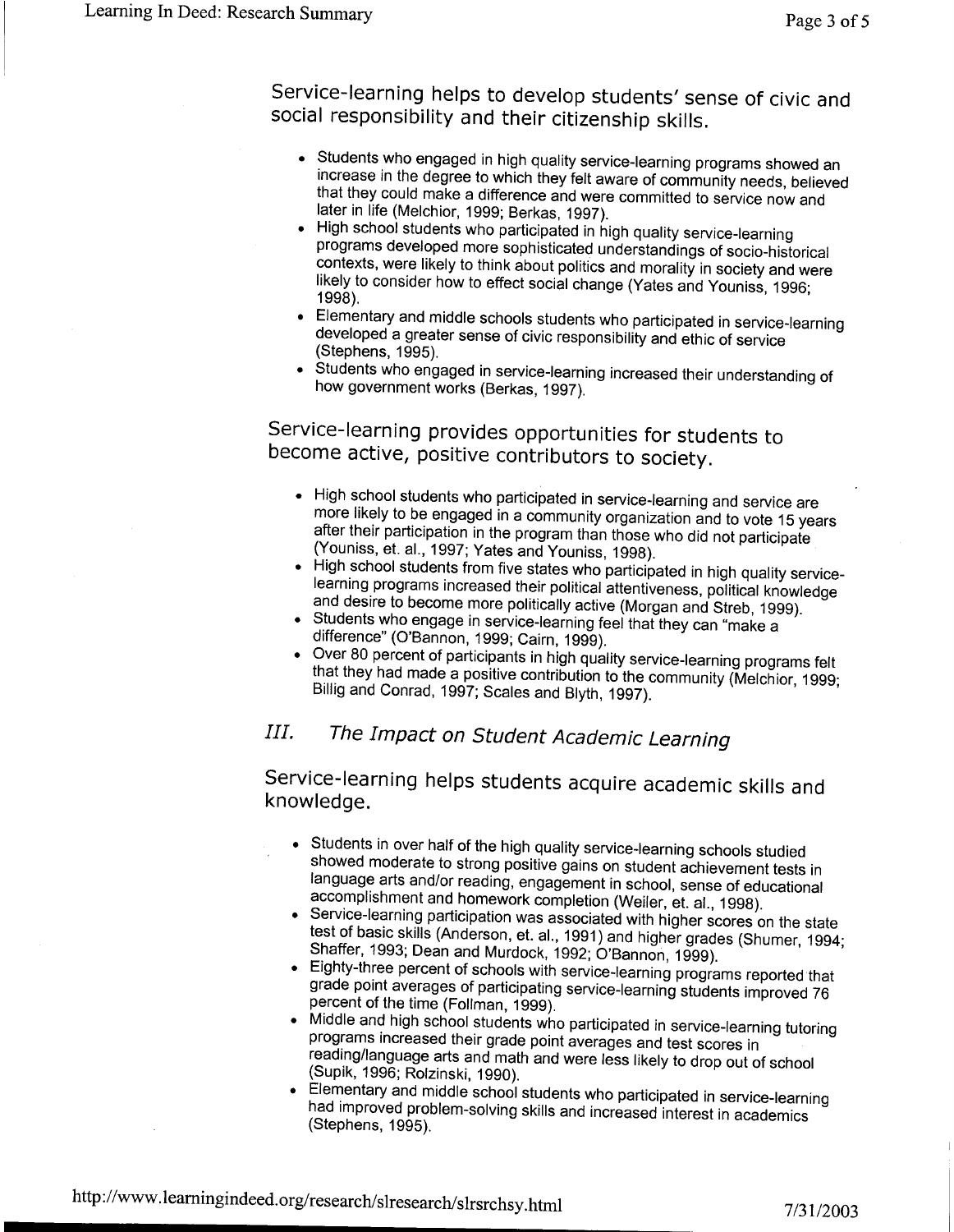## Service-learning helps to develop students' sense of civic and social responsibility and their citizenship skills.

- Students who engaged in high quality service-learning programs showed an increase in the degree to which they felt aware of community needs, believed that they could make a difference and were committed to service now and later in life (Melchior, 1999; Berkas, 1997).
- High school students who participated in high quality service-learning programs developed more sophisticated understandings of socio-historical contexts, were likely to think about politics and morality in society and were likely to consider how to effect social change (Yates and Youniss, 1996; 1998).
- Elementary and middle schools students who participated in service-learning developed a greater sense of civic responsibility and ethic of service (Stephens, 1995).
- Students who engaged in service-learning increased their understanding of how government works (Berkas, 1997).

## Service-learning provides opportunities for students to become active, positive contributors to society.

- High school students who participated in service-learning and service are more likely to be engaged in a community organization and to vote 15 years after their participation in the program than those who did not participate (Youniss, et. al., 1997; Yates and Youniss, 1998).
- High school students from five states who participated in high quality service-learning programs increased their political attentiveness, political knowledge and desire to become more politically active (Morgan and Streb, 1999).
- Students who engage in service-learning feel that they can "make a difference" (O'Bannon, 1999; Cairn, 1999).
- Over 80 percent of participants in high quality service-learning programs felt that they had made a positive contribution to the community (Melchior, 1999; Billig and Conrad, 1997; Scales and Blyth, 1997).

# *III. The Impact on Student Academic Learning*

## Service-learning helps students acquire academic skills and knowledge.

- Students in over half of the high quality service-learning schools studied showed moderate to strong positive gains on student achievement tests in language arts and/or reading, engagement in school, sense of educational accomplishment and homework completion (Weiler, et. al., 1998).
- Service-learning participation was associated with higher scores on the state test of basic skills (Anderson, et. al., 1991) and higher grades (Shumer, 1994; Shaffer, 1993; Dean and Murdock, 1992; O'Bannon, 1999).
- Eighty-three percent of schools with service-learning programs reported that grade point averages of participating service-learning students improved 76 percent of the time (Follman, 1999).
- Middle and high school students who participated in service-learning tutoring programs increased their grade point averages and test scores in reading/language arts and math and were less likely to drop out of school (Supik, 1996; Rolzinski, 1990).
- Elementary and middle school students who participated in service-learning had improved problem-solving skills and increased interest in academics (Stephens, 1995).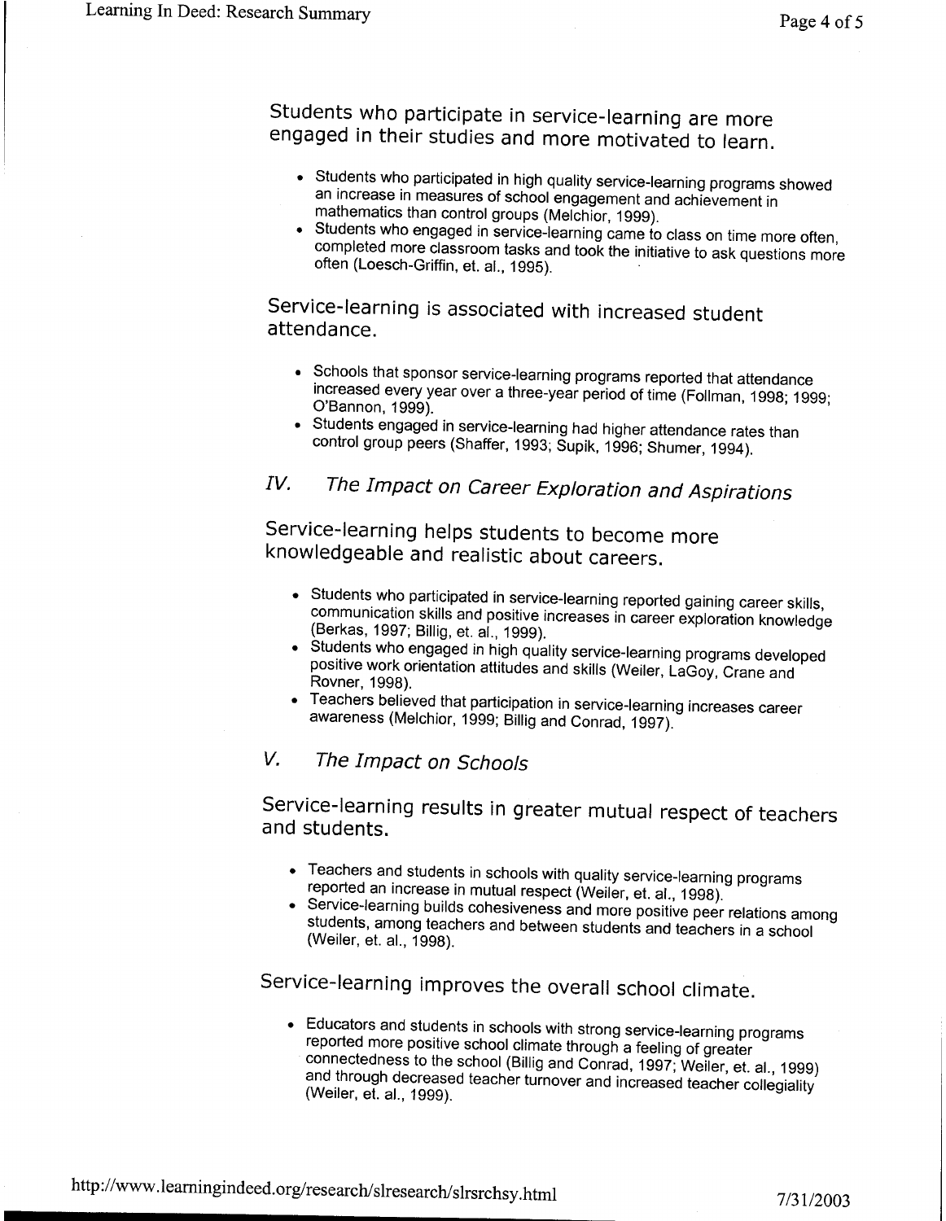### Students who participate in service-learning are more engaged in their studies and more motivated to learn.

- Students who participated in high quality service-learning programs showed an increase in measures of school engagement and achievement in mathematics than control groups (Melchior, 1999).
- Students who engaged in service-learning came to class on time more often, completed more classroom tasks and took the initiative to ask questions more often (Loesch-Griffin, et. al., 1995).

### Service-learning is associated with increased student attendance.

- Schools that sponsor service-learning programs reported that attendance increased every year over a three-year period of time (Follman, 1998; 1999; O'Bannon, 1999).
- Students engaged in service-learning had higher attendance rates than control group peers (Shaffer, 1993; Supik, 1996; Shumer, 1994).

## *IV. The Impact on Career Exploration and Aspirations*

### Service-learning helps students to become more knowledgeable and realistic about careers.

- Students who participated in service-learning reported gaining career skills, communication skills and positive increases in career exploration knowledge (Berkas, 1997; Billig, et. al., 1999).
- Students who engaged in high quality service-learning programs developed positive work orientation attitudes and skills (Weiler, LaGoy, Crane and Rovner, 1998).
- Teachers believed that participation in service-learning increases career awareness (Melchior, 1999; Billig and Conrad, 1997).

## *V. The Impact on Schools*

### Service-learning results in greater mutual respect of teachers and students.

- Teachers and students in schools with quality service-learning programs reported an increase in mutual respect (Weiler, et. al., 1998).
- Service-learning builds cohesiveness and more positive peer relations among students, among teachers and between students and teachers in a school (Weiler, et. al., 1998).

### Service-learning improves the overall school climate.

- Educators and students in schools with strong service-learning programs reported more positive school climate through a feeling of greater connectedness to the school (Billig and Conrad, 1997; Weiler, et. al., 1999) and through decreased teacher turnover and increased teacher collegiality (Weiler, et. al., 1999).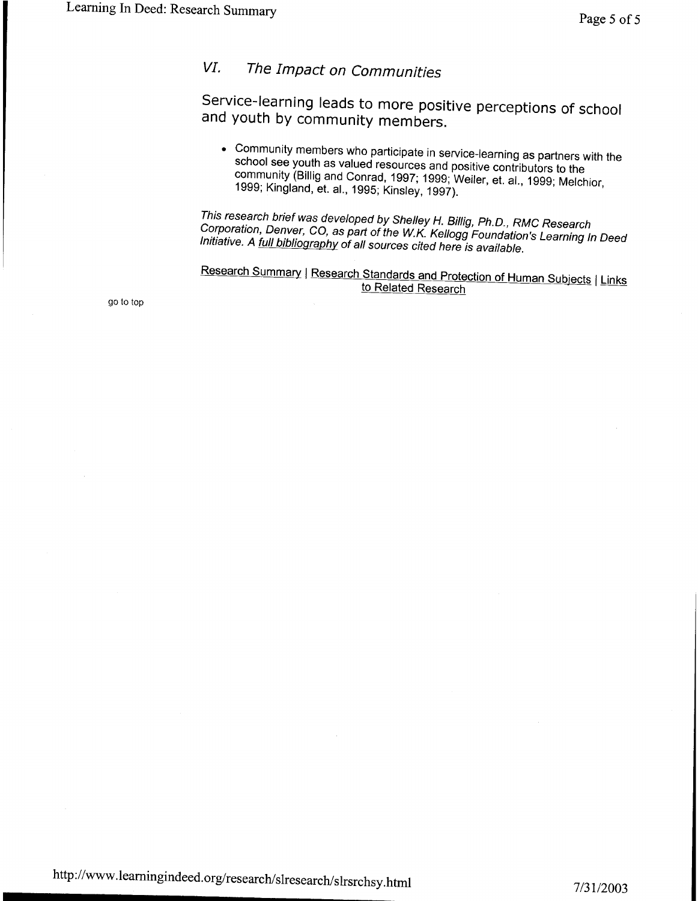## *VI. The Impact on Communities*

### Service-learning leads to more positive perceptions of school and youth by community members.

- Community members who participate in service-learning as partners with the school see youth as valued resources and positive contributors to the community (Billig and Conrad, 1997; 1999; Weiler, et. al., 1999; Melchior, 1999; Kingland, et. al., 1995; Kinsley, 1997).

*This research brief was developed by Shelley H. Billig, Ph.D., RMC Research Corporation, Denver, CO, as part of the W.K. Kellogg Foundation's Learning In Deed Initiative. A full bibliography of all sources cited here is available.*

Research Summary | Research Standards and Protection of Human Subjects | Links to Related Research

go to top